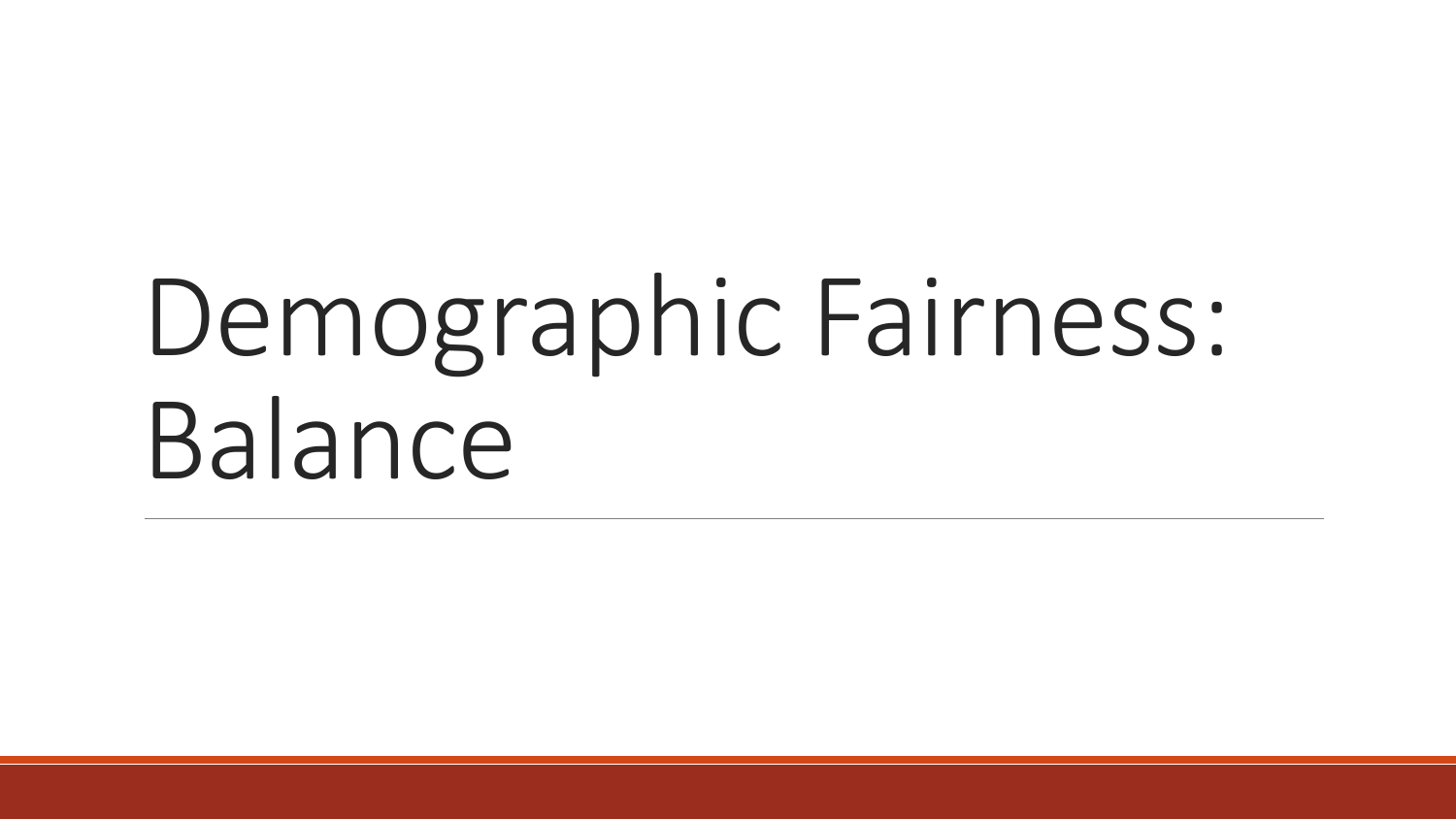# Demographic Fairness: Balance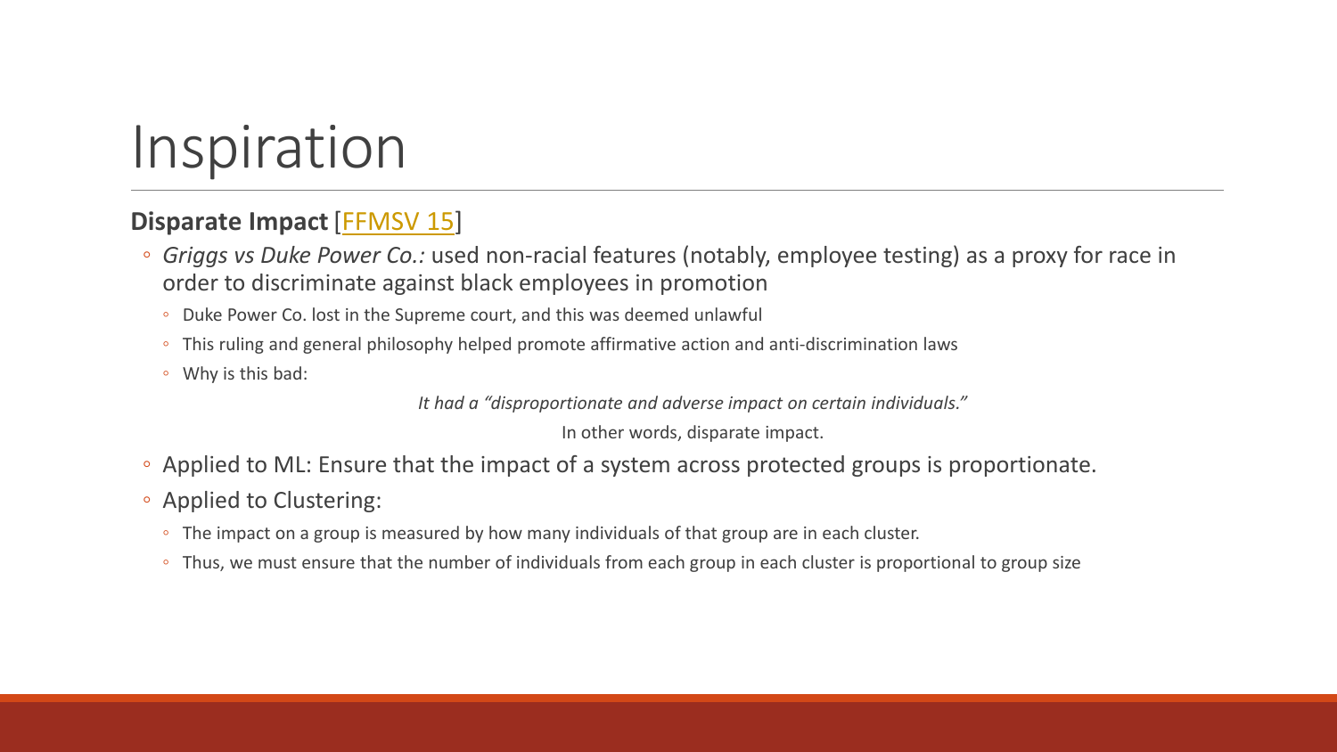# Inspiration

**Disparate Impact** [FFMSV 15]

- *Griggs vs Duke Power Co.:* used non-racial features (notably, employee testing) as a proxy for race in order to discriminate against black employees in promotion
  - Duke Power Co. lost in the Supreme court, and this was deemed unlawful
  - This ruling and general philosophy helped promote affirmative action and anti-discrimination laws
  - Why is this bad:

    *It had a "disproportionate and adverse impact on certain individuals."*

    In other words, disparate impact.
- Applied to ML: Ensure that the impact of a system across protected groups is proportionate.
- Applied to Clustering:
  - The impact on a group is measured by how many individuals of that group are in each cluster.
  - Thus, we must ensure that the number of individuals from each group in each cluster is proportional to group size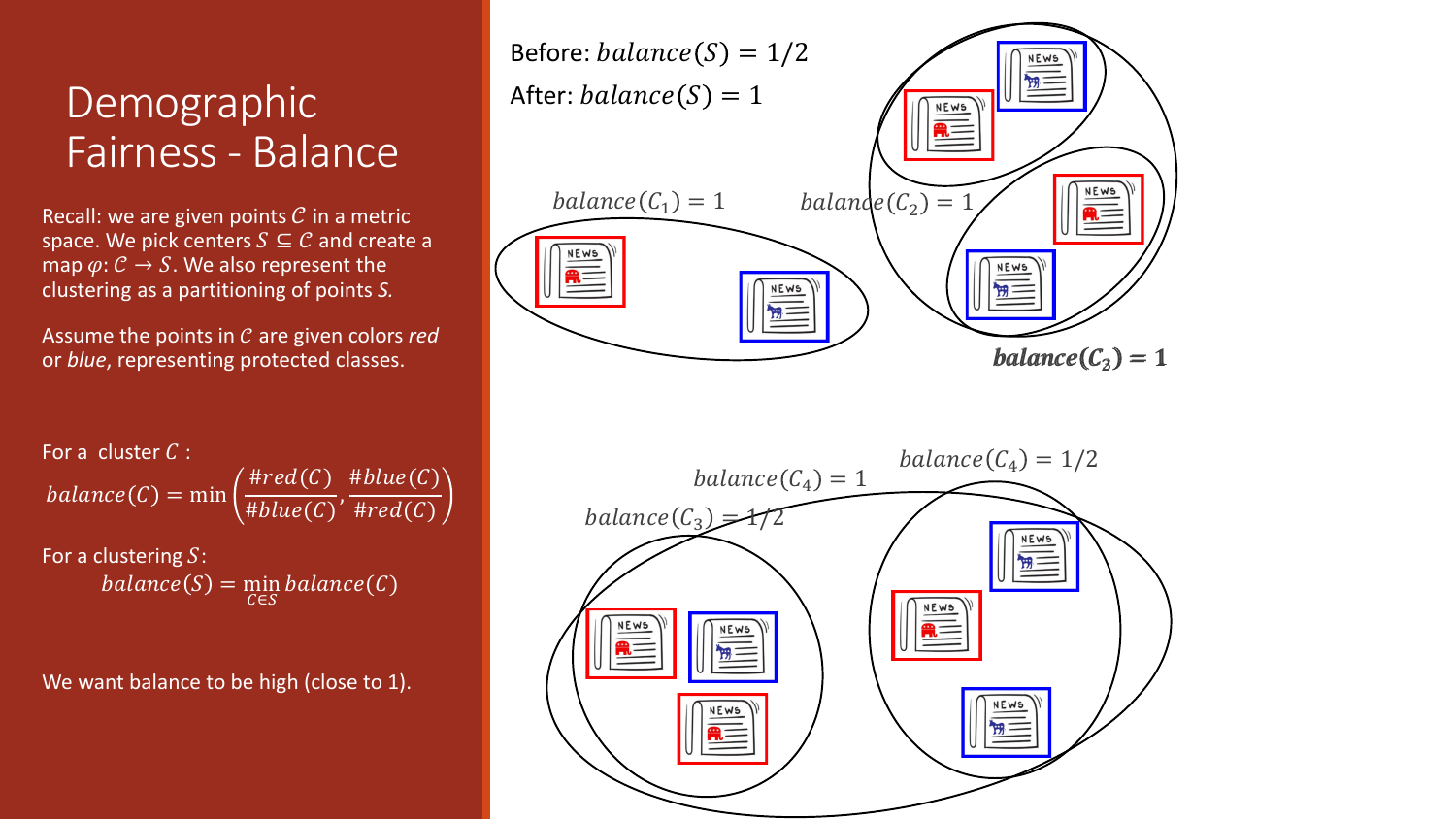# Demographic Fairness - Balance

Recall: we are given points $\mathcal{C}$ in a metric space. We pick centers $S \subseteq \mathcal{C}$ and create a map $\varphi: \mathcal{C} \to S$. We also represent the clustering as a partitioning of points *S.*

Assume the points in $\mathcal{C}$ are given colors *red* or *blue*, representing protected classes.

For a cluster $C$ :

$$balance(C) = \min\left(\frac{\#red(C)}{\#blue(C)}, \frac{\#blue(C)}{\#red(C)}\right)$$

For a clustering $S$:

$$balance(S) = \min_{C \in S} balance(C)$$

We want balance to be high (close to 1).

Before: $balance(S) = 1/2$

After: $balance(S) = 1$

$balance(C_1) = 1$

$balance(C_2) = 1$

$\boldsymbol{balance(C_3) = 1}$

$balance(C_4) = 1$

$balance(C_4) = 1/2$

$balance(C_3) = 1/2$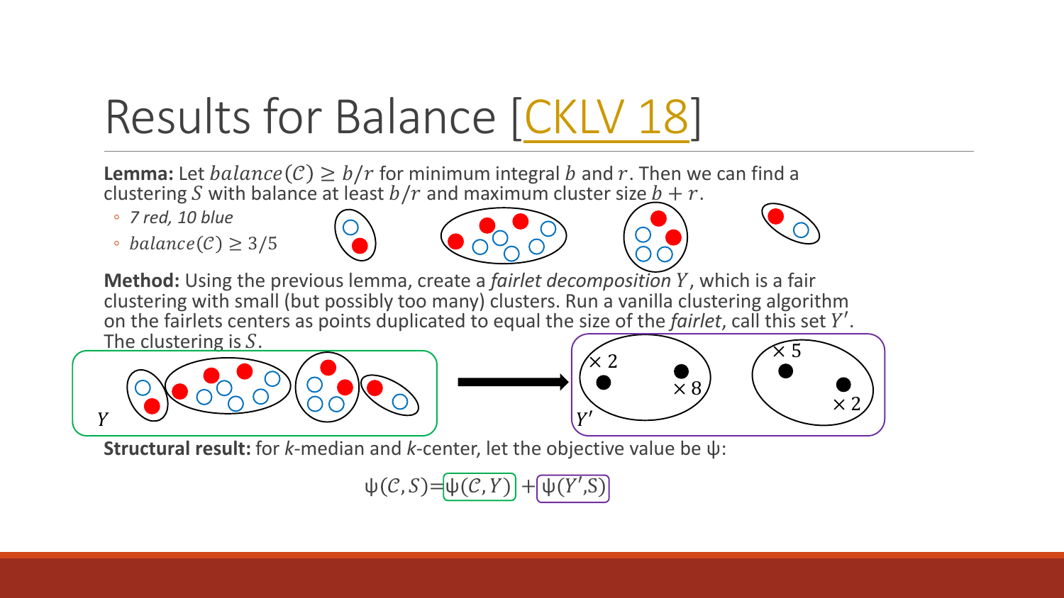# Results for Balance [CKLV 18]

**Lemma:** Let $balance(\mathcal{C}) \geq b/r$ for minimum integral $b$ and $r$. Then we can find a clustering $S$ with balance at least $b/r$ and maximum cluster size $b + r$.

- *7 red, 10 blue*
- $balance(\mathcal{C}) \geq 3/5$

**Method:** Using the previous lemma, create a *fairlet decomposition* $Y$, which is a fair clustering with small (but possibly too many) clusters. Run a vanilla clustering algorithm on the fairlets centers as points duplicated to equal the size of the *fairlet*, call this set $Y'$. The clustering is $S$.

$Y$

$Y'$

$\times 2$ $\times 8$ $\times 5$ $\times 2$

**Structural result:** for *k*-median and *k*-center, let the objective value be ψ:

$$\psi(\mathcal{C}, S) = \psi(\mathcal{C}, Y) + \psi(Y', S)$$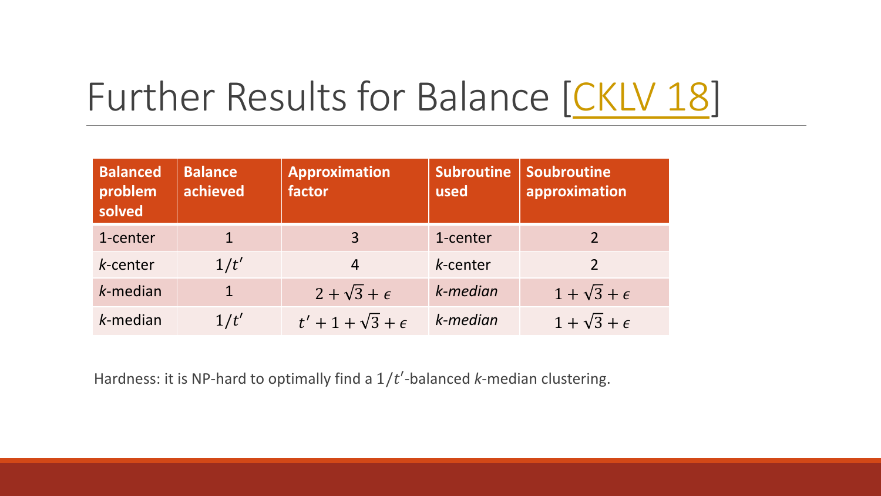# Further Results for Balance [CKLV 18]

| Balanced problem solved | Balance achieved | Approximation factor | Subroutine used | Soubroutine approximation |
|---|---|---|---|---|
| 1-center | 1 | 3 | 1-center | 2 |
| *k*-center | $1/t'$ | 4 | *k*-center | 2 |
| *k*-median | 1 | $2+\sqrt{3}+\epsilon$ | *k-median* | $1+\sqrt{3}+\epsilon$ |
| *k*-median | $1/t'$ | $t'+1+\sqrt{3}+\epsilon$ | *k-median* | $1+\sqrt{3}+\epsilon$ |

Hardness: it is NP-hard to optimally find a $1/t'$-balanced *k*-median clustering.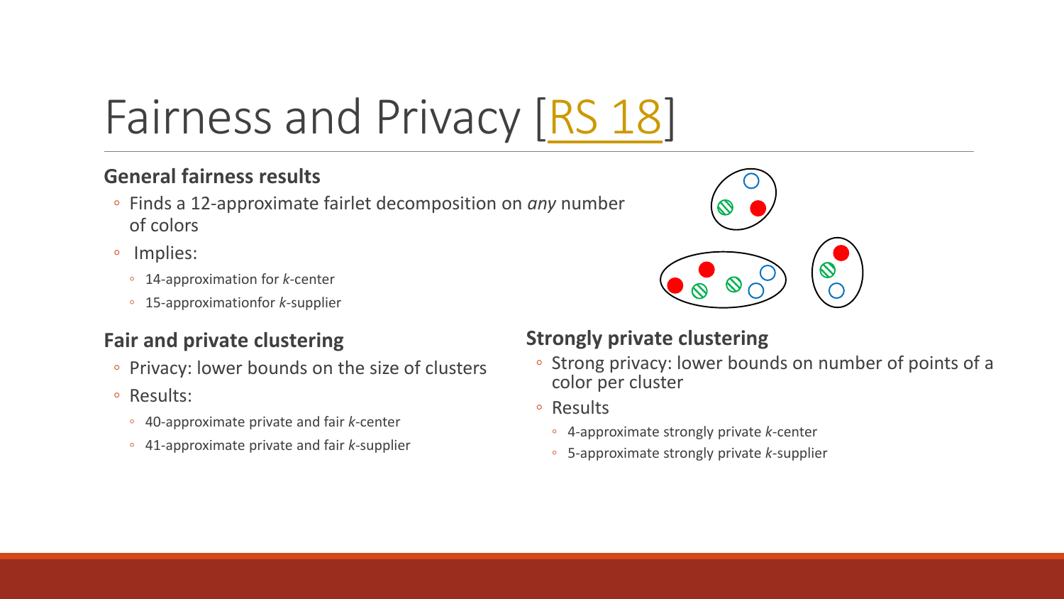# Fairness and Privacy [RS 18]

### General fairness results

- Finds a 12-approximate fairlet decomposition on *any* number of colors
- Implies:
  - 14-approximation for *k*-center
  - 15-approximationfor *k*-supplier

### Fair and private clustering

- Privacy: lower bounds on the size of clusters
- Results:
  - 40-approximate private and fair *k*-center
  - 41-approximate private and fair *k*-supplier

### Strongly private clustering

- Strong privacy: lower bounds on number of points of a color per cluster
- Results
  - 4-approximate strongly private *k*-center
  - 5-approximate strongly private *k*-supplier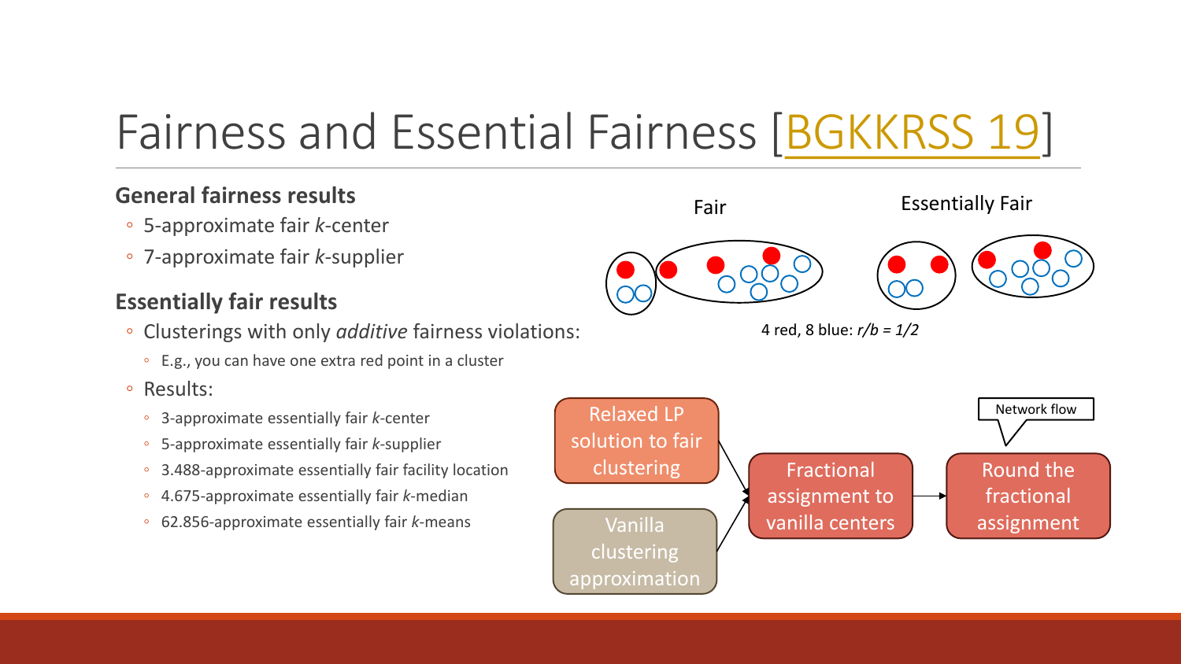# Fairness and Essential Fairness [BGKKRSS 19]

**General fairness results**

- 5-approximate fair $k$-center
- 7-approximate fair $k$-supplier

**Essentially fair results**

- Clusterings with only *additive* fairness violations:
  - E.g., you can have one extra red point in a cluster
- Results:
  - 3-approximate essentially fair $k$-center
  - 5-approximate essentially fair $k$-supplier
  - 3.488-approximate essentially fair facility location
  - 4.675-approximate essentially fair $k$-median
  - 62.856-approximate essentially fair $k$-means

Fair

Essentially Fair

4 red, 8 blue: $r/b = 1/2$

Relaxed LP solution to fair clustering

Vanilla clustering approximation

Fractional assignment to vanilla centers

Round the fractional assignment

Network flow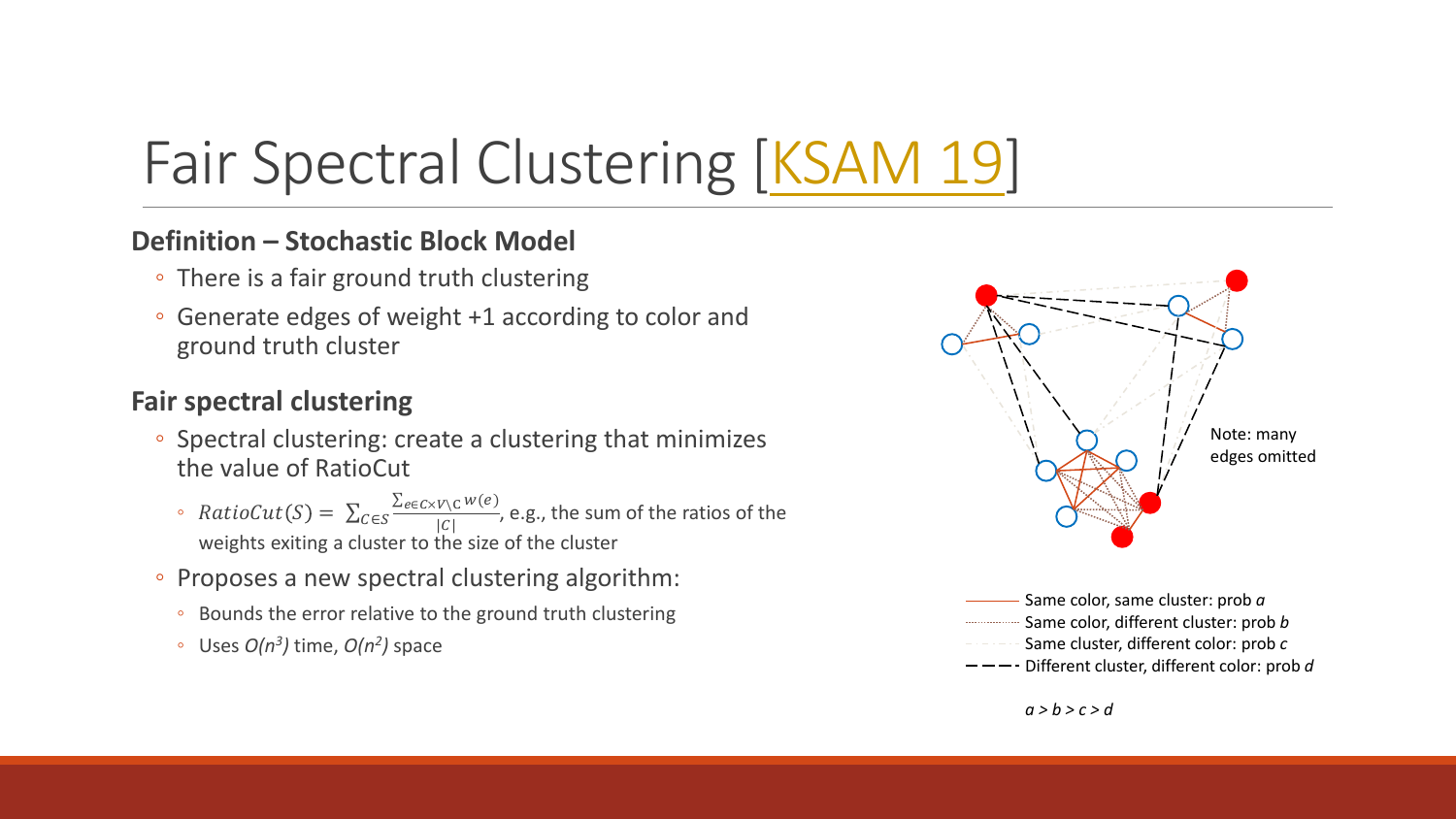# Fair Spectral Clustering [KSAM 19]

**Definition – Stochastic Block Model**

- There is a fair ground truth clustering
- Generate edges of weight +1 according to color and ground truth cluster

**Fair spectral clustering**

- Spectral clustering: create a clustering that minimizes the value of RatioCut
  - $RatioCut(S) = \sum_{C \in S} \frac{\sum_{e \in C \times V \setminus C} w(e)}{|C|}$, e.g., the sum of the ratios of the weights exiting a cluster to the size of the cluster
- Proposes a new spectral clustering algorithm:
  - Bounds the error relative to the ground truth clustering
  - Uses $O(n^3)$ time, $O(n^2)$ space

Note: many edges omitted

- Same color, same cluster: prob *a*
- Same color, different cluster: prob *b*
- Same cluster, different color: prob *c*
- Different cluster, different color: prob *d*

$a > b > c > d$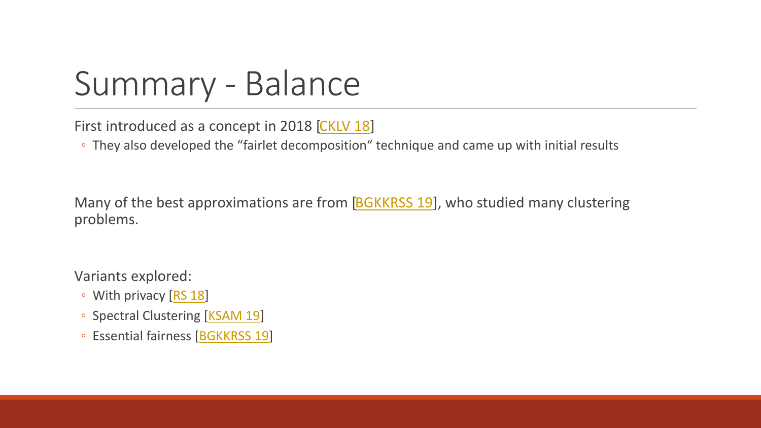# Summary - Balance

First introduced as a concept in 2018 [CKLV 18]

- They also developed the “fairlet decomposition“ technique and came up with initial results

Many of the best approximations are from [BGKKRSS 19], who studied many clustering problems.

Variants explored:

- With privacy [RS 18]
- Spectral Clustering [KSAM 19]
- Essential fairness [BGKKRSS 19]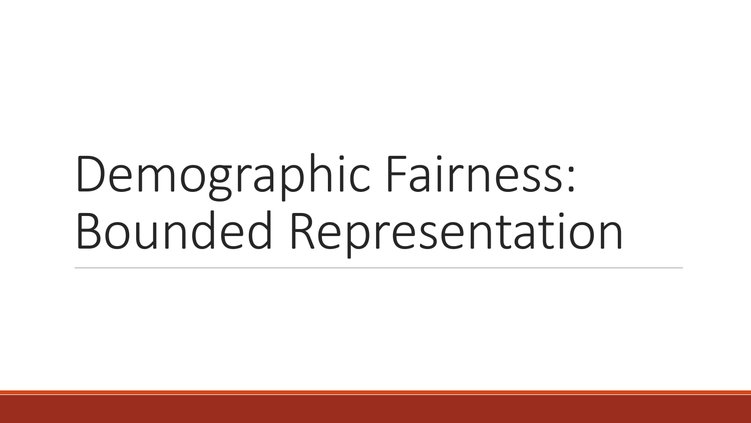# Demographic Fairness: Bounded Representation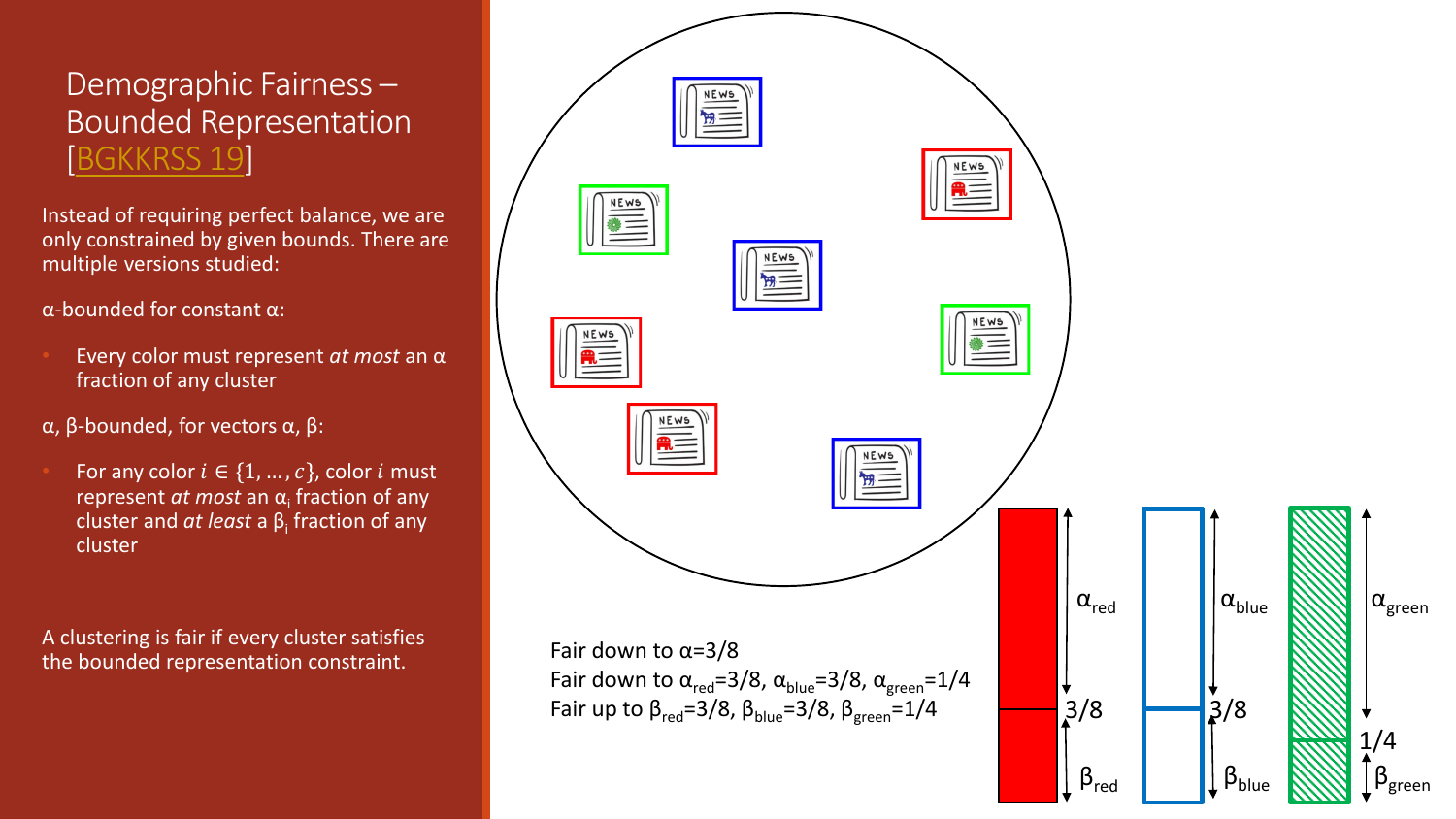# Demographic Fairness – Bounded Representation [BGKKRSS 19]

Instead of requiring perfect balance, we are only constrained by given bounds. There are multiple versions studied:

α-bounded for constant α:

- Every color must represent *at most* an α fraction of any cluster

α, β-bounded, for vectors α, β:

- For any color $i \in \{1, \dots, c\}$, color $i$ must represent *at most* an $\alpha_i$ fraction of any cluster and *at least* a $\beta_i$ fraction of any cluster

A clustering is fair if every cluster satisfies the bounded representation constraint.

Fair down to $\alpha$=3/8

Fair down to $\alpha_{red}$=3/8, $\alpha_{blue}$=3/8, $\alpha_{green}$=1/4

Fair up to $\beta_{red}$=3/8, $\beta_{blue}$=3/8, $\beta_{green}$=1/4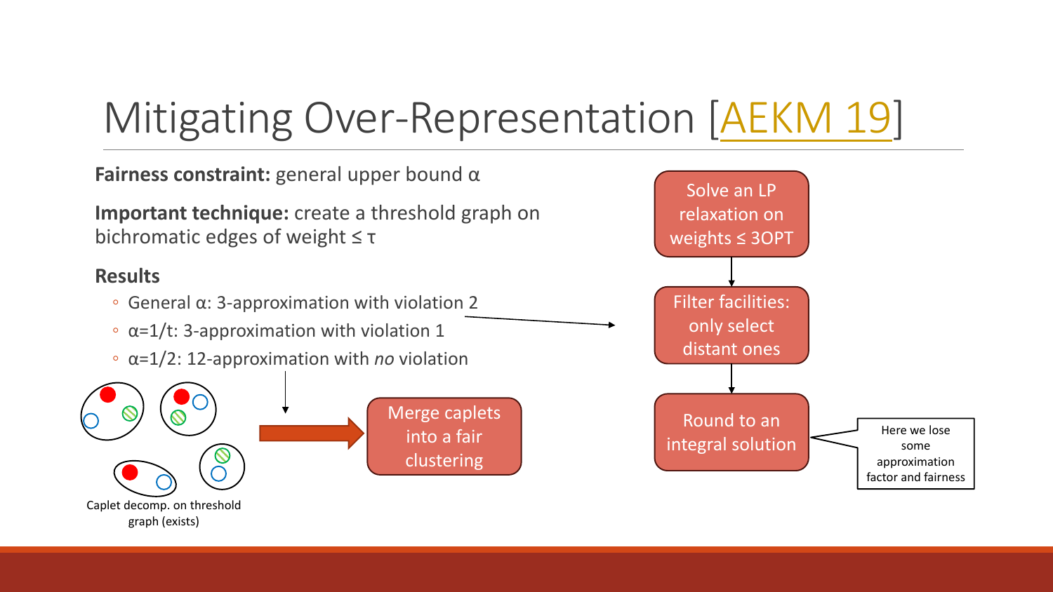# Mitigating Over-Representation [AEKM 19]

**Fairness constraint:** general upper bound $\alpha$

**Important technique:** create a threshold graph on bichromatic edges of weight $\leq \tau$

**Results**

- General $\alpha$: 3-approximation with violation 2
- $\alpha=1/t$: 3-approximation with violation 1
- $\alpha=1/2$: 12-approximation with *no* violation

Caplet decomp. on threshold graph (exists)

Merge caplets into a fair clustering

Solve an LP relaxation on weights $\leq$ 3OPT

Filter facilities: only select distant ones

Round to an integral solution

Here we lose some approximation factor and fairness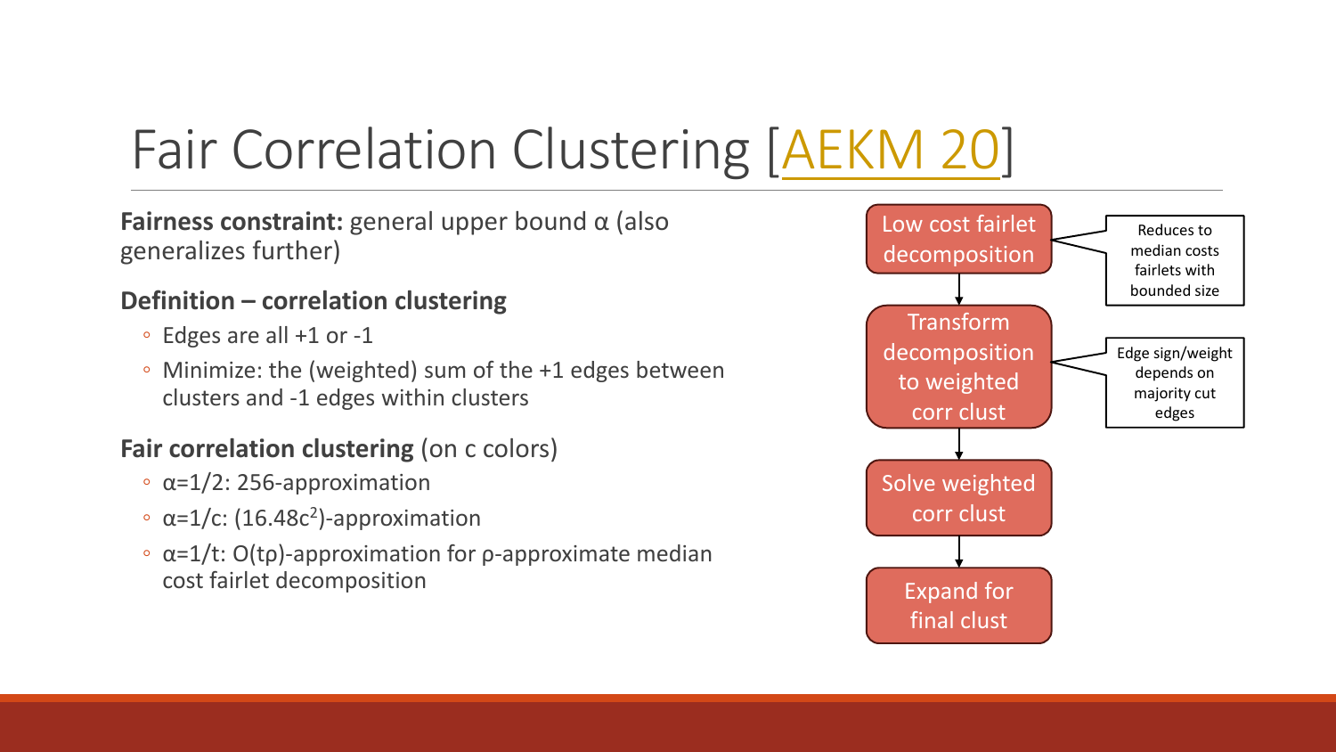# Fair Correlation Clustering [AEKM 20]

**Fairness constraint:** general upper bound $\alpha$ (also generalizes further)

**Definition – correlation clustering**

- Edges are all +1 or -1
- Minimize: the (weighted) sum of the +1 edges between clusters and -1 edges within clusters

**Fair correlation clustering** (on c colors)

- $\alpha=1/2$: 256-approximation
- $\alpha=1/c$: $(16.48c^2)$-approximation
- $\alpha=1/t$: $O(t\rho)$-approximation for $\rho$-approximate median cost fairlet decomposition

Low cost fairlet decomposition → Transform decomposition to weighted corr clust → Solve weighted corr clust → Expand for final clust

- Low cost fairlet decomposition: Reduces to median costs fairlets with bounded size
- Transform decomposition to weighted corr clust: Edge sign/weight depends on majority cut edges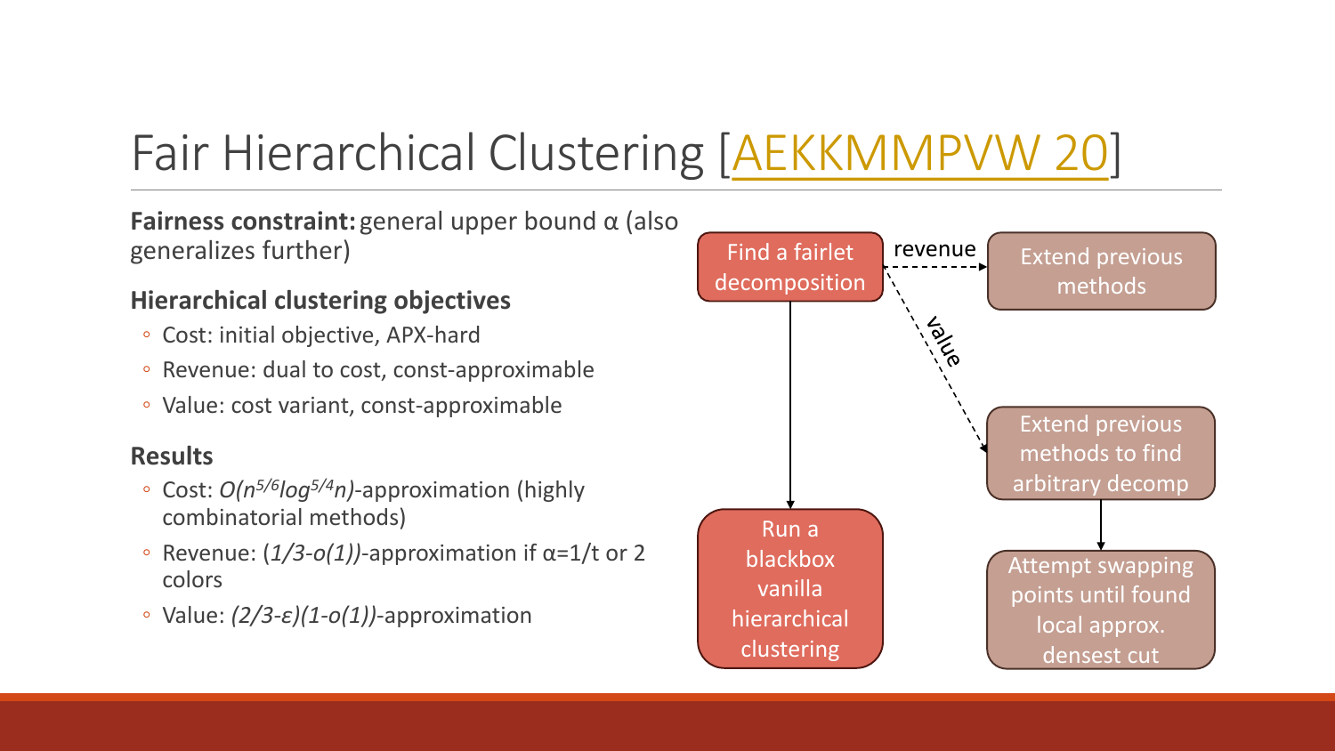# Fair Hierarchical Clustering [AEKKMMPVW 20]

**Fairness constraint:** general upper bound α (also generalizes further)

### Hierarchical clustering objectives

- Cost: initial objective, APX-hard
- Revenue: dual to cost, const-approximable
- Value: cost variant, const-approximable

### Results

- Cost: $O(n^{5/6}\log^{5/4}n)$-approximation (highly combinatorial methods)
- Revenue: $(1/3-o(1))$-approximation if α=1/t or 2 colors
- Value: $(2/3-\varepsilon)(1-o(1))$-approximation

Find a fairlet decomposition

→ Run a blackbox vanilla hierarchical clustering

revenue → Extend previous methods

value → Extend previous methods to find arbitrary decomp → Attempt swapping points until found local approx. densest cut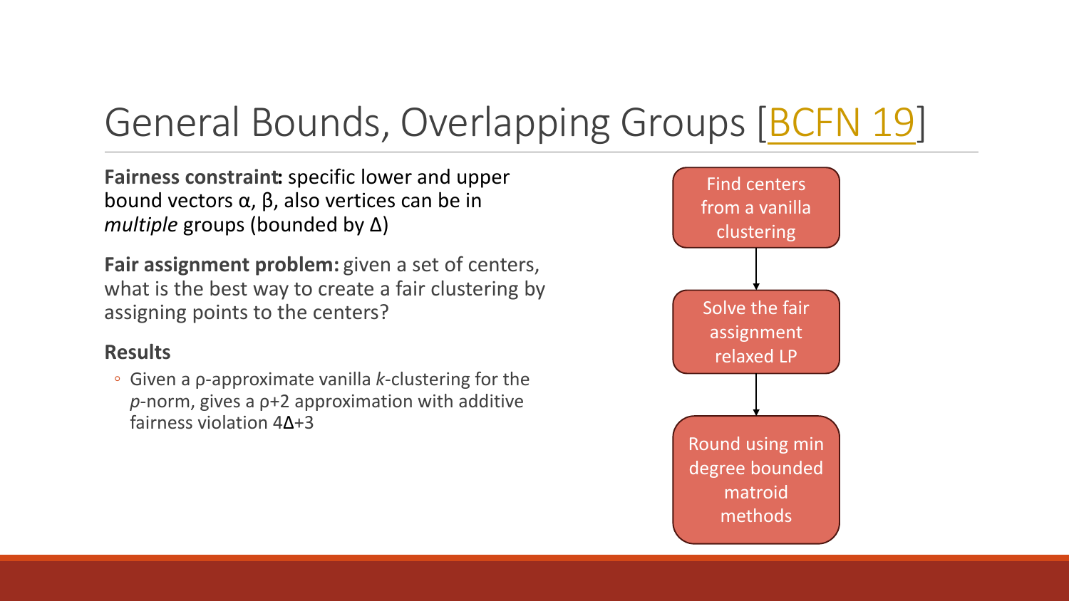# General Bounds, Overlapping Groups [BCFN 19]

**Fairness constraint:** specific lower and upper bound vectors $\alpha$, $\beta$, also vertices can be in *multiple* groups (bounded by $\Delta$)

**Fair assignment problem:** given a set of centers, what is the best way to create a fair clustering by assigning points to the centers?

**Results**

- Given a $\rho$-approximate vanilla *k*-clustering for the *p*-norm, gives a $\rho+2$ approximation with additive fairness violation $4\Delta+3$

Find centers from a vanilla clustering → Solve the fair assignment relaxed LP → Round using min degree bounded matroid methods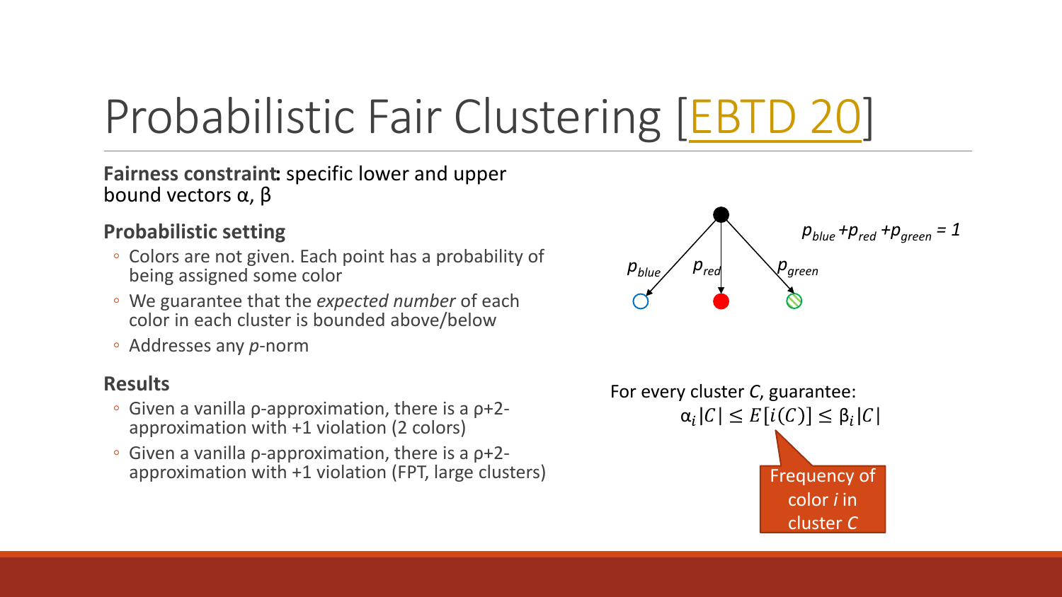# Probabilistic Fair Clustering [EBTD 20]

**Fairness constraint:** specific lower and upper bound vectors α, β

### Probabilistic setting

- Colors are not given. Each point has a probability of being assigned some color
- We guarantee that the *expected number* of each color in each cluster is bounded above/below
- Addresses any *p*-norm

### Results

- Given a vanilla ρ-approximation, there is a ρ+2-approximation with +1 violation (2 colors)
- Given a vanilla ρ-approximation, there is a ρ+2-approximation with +1 violation (FPT, large clusters)

$p_{blue}$ $p_{red}$ $p_{green}$

$p_{blue} + p_{red} + p_{green} = 1$

For every cluster *C*, guarantee:

$$\alpha_i |C| \le E[i(C)] \le \beta_i |C|$$

Frequency of color *i* in cluster *C*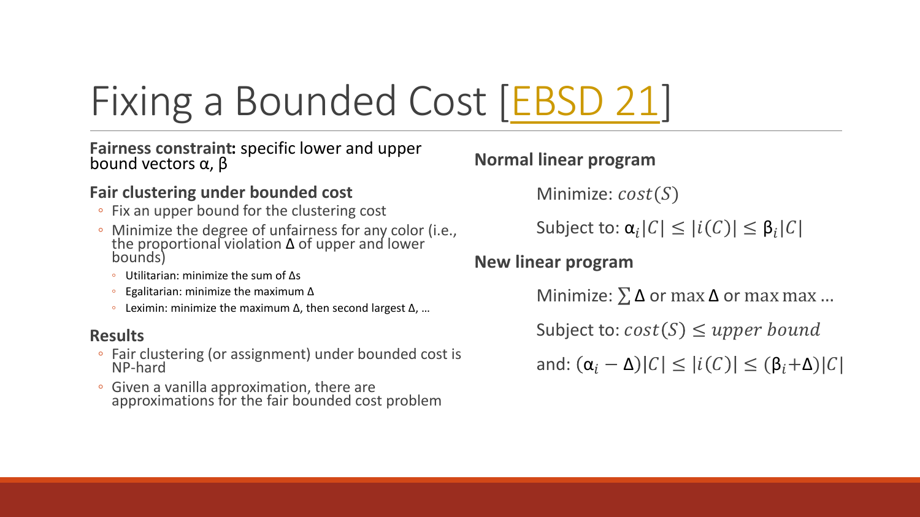# Fixing a Bounded Cost [EBSD 21]

**Fairness constraint:** specific lower and upper bound vectors α, β

**Fair clustering under bounded cost**

- Fix an upper bound for the clustering cost
- Minimize the degree of unfairness for any color (i.e., the proportional violation Δ of upper and lower bounds)
  - Utilitarian: minimize the sum of Δs
  - Egalitarian: minimize the maximum Δ
  - Leximin: minimize the maximum Δ, then second largest Δ, …

**Results**

- Fair clustering (or assignment) under bounded cost is NP-hard
- Given a vanilla approximation, there are approximations for the fair bounded cost problem

**Normal linear program**

Minimize: $cost(S)$

Subject to: $\alpha_i|C| \leq |i(C)| \leq \beta_i|C|$

**New linear program**

Minimize: $\sum \Delta$ or $\max \Delta$ or $\max \max \ldots$

Subject to: $cost(S) \leq upper\ bound$

and: $(\alpha_i - \Delta)|C| \leq |i(C)| \leq (\beta_i + \Delta)|C|$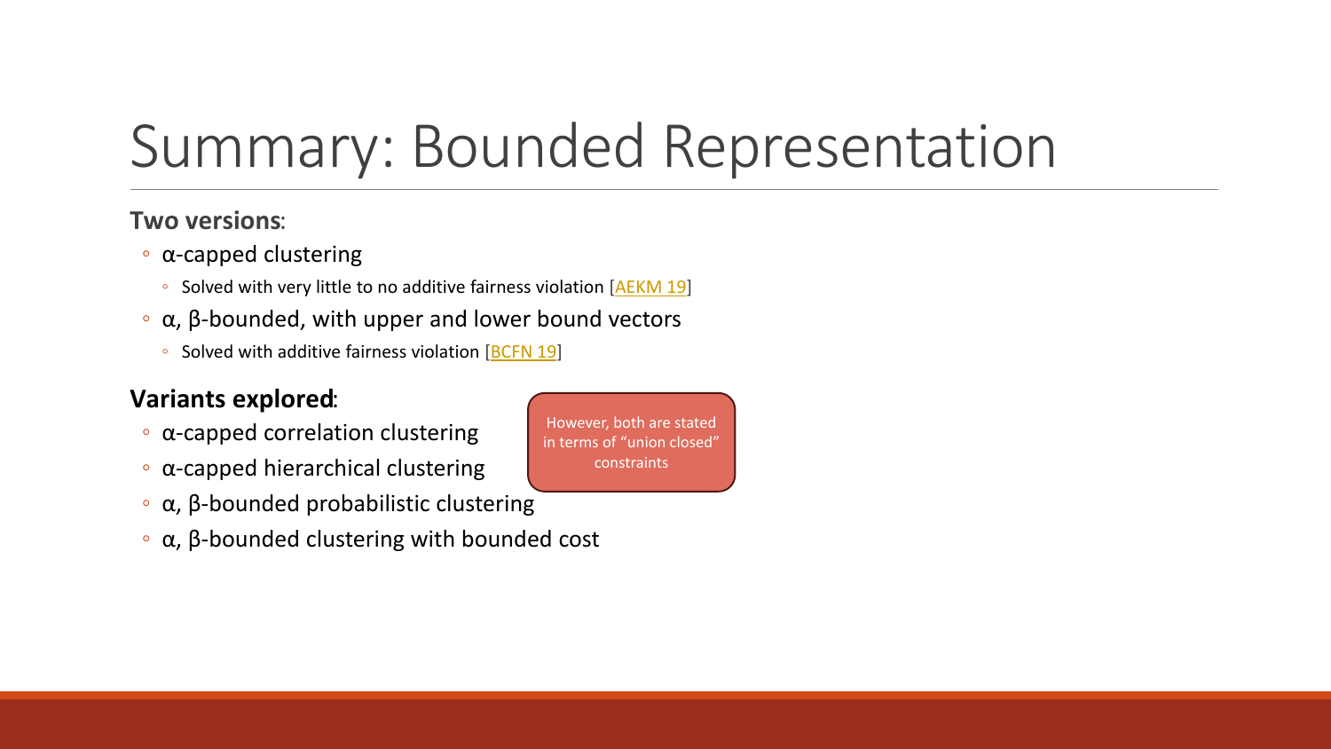# Summary: Bounded Representation

**Two versions**:

- α-capped clustering
  - Solved with very little to no additive fairness violation [AEKM 19]
- α, β-bounded, with upper and lower bound vectors
  - Solved with additive fairness violation [BCFN 19]

**Variants explored**:

- α-capped correlation clustering
- α-capped hierarchical clustering
- α, β-bounded probabilistic clustering
- α, β-bounded clustering with bounded cost

However, both are stated in terms of "union closed" constraints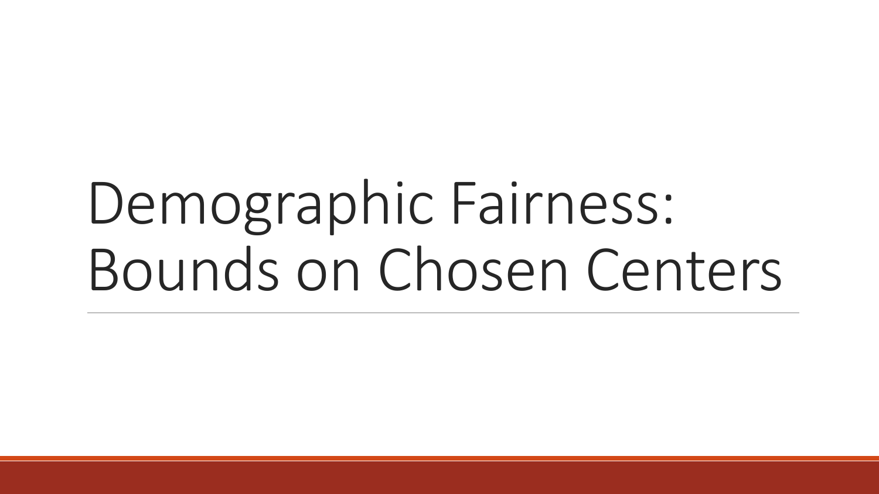# Demographic Fairness: Bounds on Chosen Centers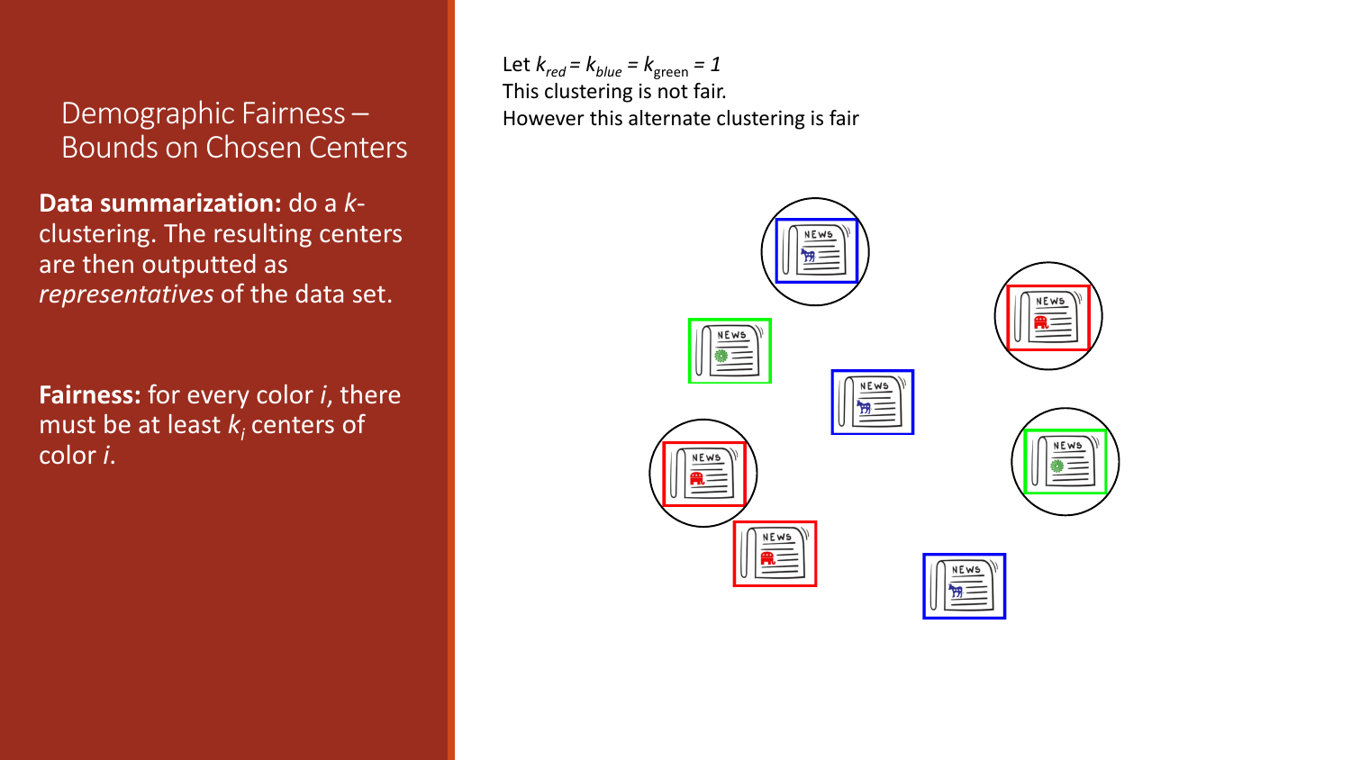# Demographic Fairness – Bounds on Chosen Centers

**Data summarization:** do a $k$-clustering. The resulting centers are then outputted as *representatives* of the data set.

**Fairness:** for every color $i$, there must be at least $k_i$ centers of color $i$.

Let $k_{red} = k_{blue} = k_{green} = 1$

This clustering is not fair.

However this alternate clustering is fair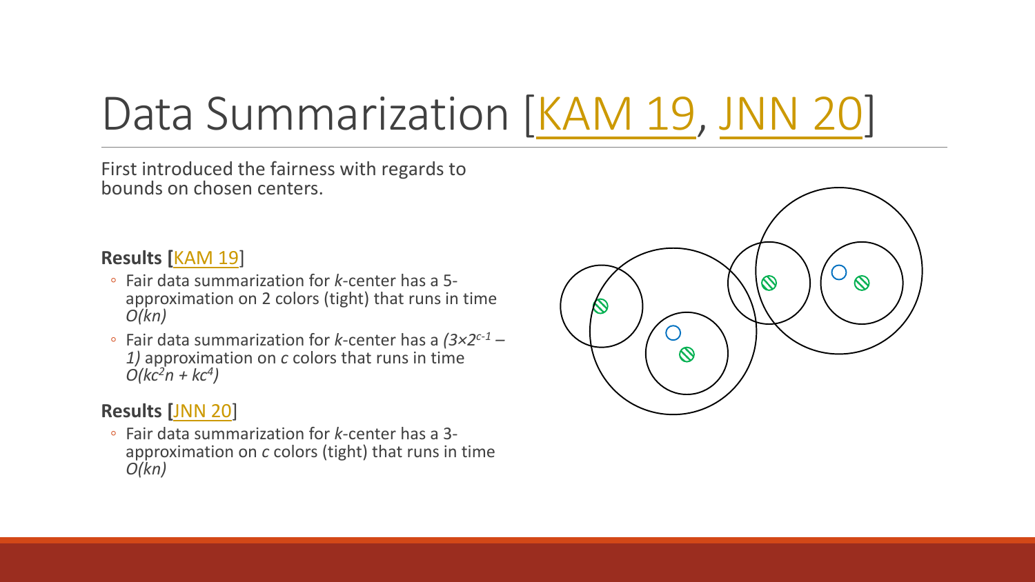# Data Summarization [KAM 19, JNN 20]

First introduced the fairness with regards to bounds on chosen centers.

**Results [KAM 19]**

- Fair data summarization for $k$-center has a 5-approximation on 2 colors (tight) that runs in time $O(kn)$
- Fair data summarization for $k$-center has a $(3\times2^{c-1} - 1)$ approximation on $c$ colors that runs in time $O(kc^2n + kc^4)$

**Results [JNN 20]**

- Fair data summarization for $k$-center has a 3-approximation on $c$ colors (tight) that runs in time $O(kn)$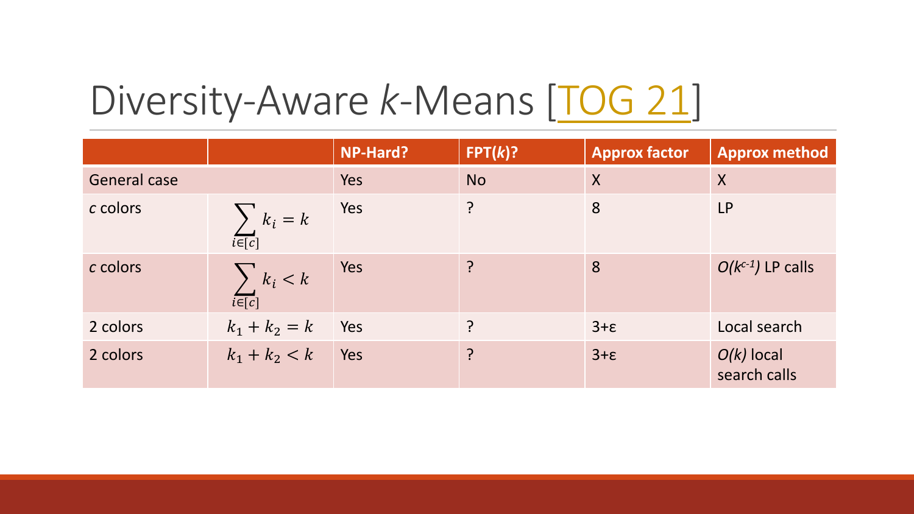# Diversity-Aware *k*-Means [TOG 21]

| | | NP-Hard? | FPT(*k*)? | Approx factor | Approx method |
|---|---|---|---|---|---|
| General case | | Yes | No | X | X |
| *c* colors | $\sum_{i \in [c]} k_i = k$ | Yes | ? | 8 | LP |
| *c* colors | $\sum_{i \in [c]} k_i < k$ | Yes | ? | 8 | $O(k^{c-1})$ LP calls |
| 2 colors | $k_1 + k_2 = k$ | Yes | ? | 3+ε | Local search |
| 2 colors | $k_1 + k_2 < k$ | Yes | ? | 3+ε | $O(k)$ local search calls |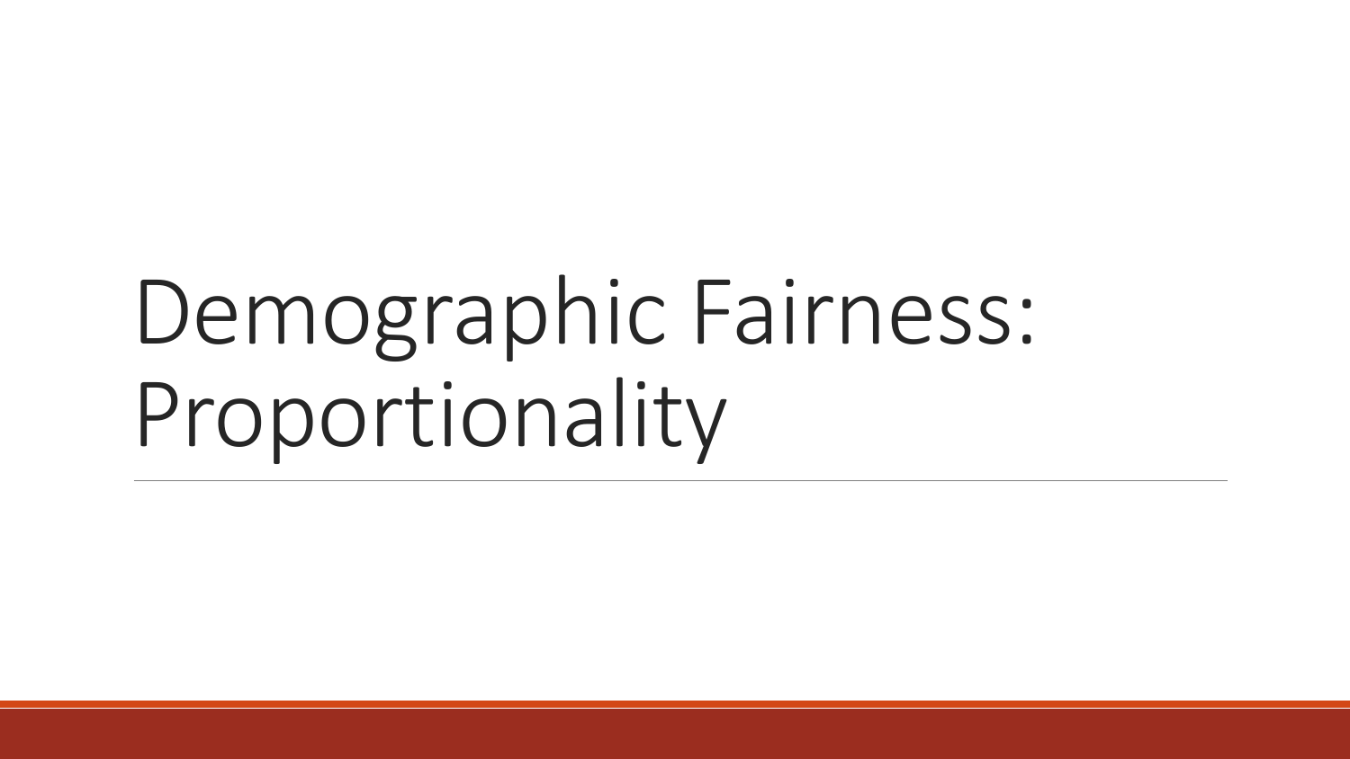# Demographic Fairness: Proportionality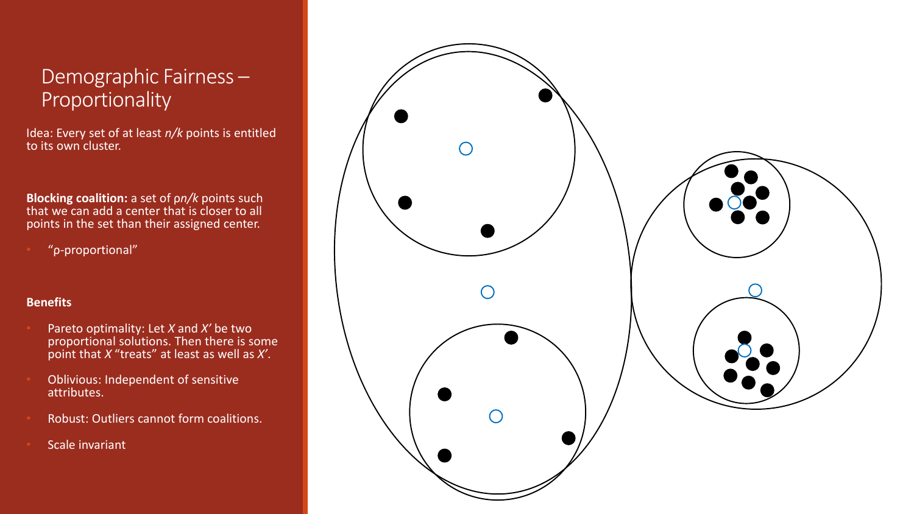# Demographic Fairness – Proportionality

Idea: Every set of at least *n/k* points is entitled to its own cluster.

**Blocking coalition:** a set of ρ*n/k* points such that we can add a center that is closer to all points in the set than their assigned center.

- "ρ-proportional"

**Benefits**

- Pareto optimality: Let *X* and *X′* be two proportional solutions. Then there is some point that *X* "treats" at least as well as *X′*.
- Oblivious: Independent of sensitive attributes.
- Robust: Outliers cannot form coalitions.
- Scale invariant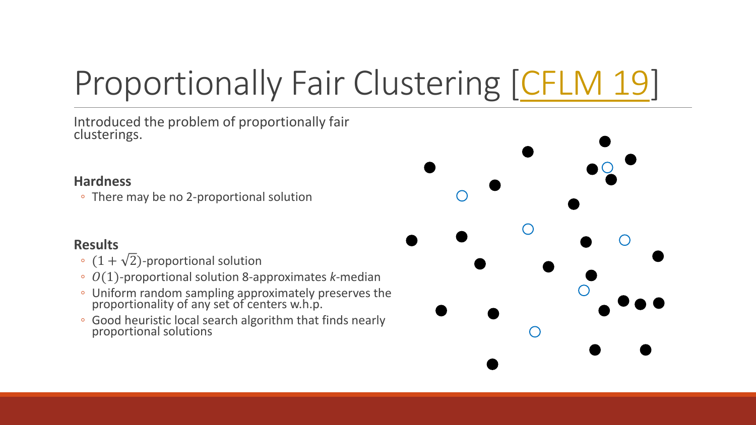# Proportionally Fair Clustering [CFLM 19]

Introduced the problem of proportionally fair clusterings.

**Hardness**

- There may be no 2-proportional solution

**Results**

- $(1 + \sqrt{2})$-proportional solution
- $O(1)$-proportional solution 8-approximates $k$-median
- Uniform random sampling approximately preserves the proportionality of any set of centers w.h.p.
- Good heuristic local search algorithm that finds nearly proportional solutions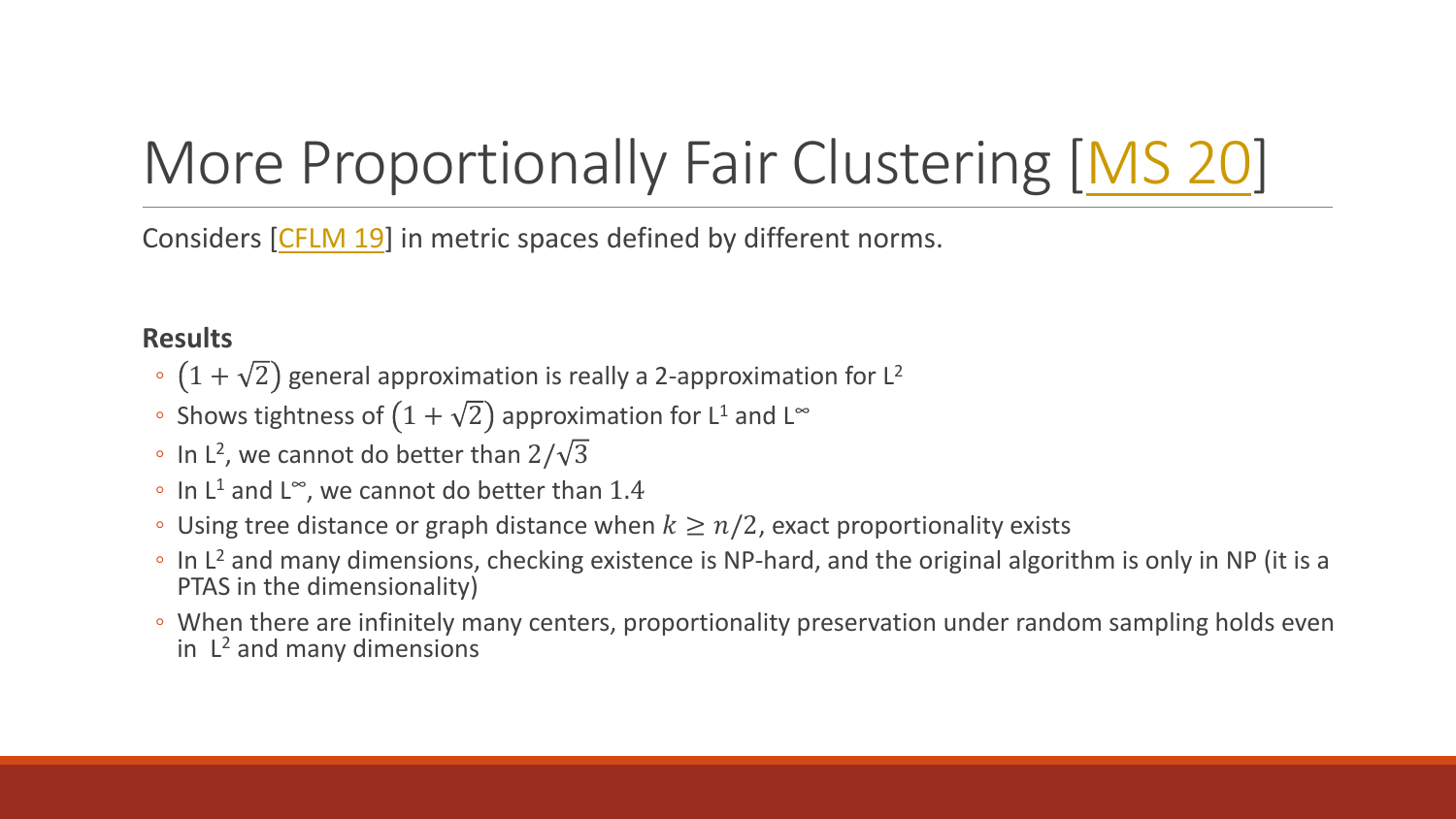# More Proportionally Fair Clustering [MS 20]

Considers [CFLM 19] in metric spaces defined by different norms.

**Results**

- $(1+\sqrt{2})$ general approximation is really a 2-approximation for $L^2$
- Shows tightness of $(1+\sqrt{2})$ approximation for $L^1$ and $L^\infty$
- In $L^2$, we cannot do better than $2/\sqrt{3}$
- In $L^1$ and $L^\infty$, we cannot do better than $1.4$
- Using tree distance or graph distance when $k \geq n/2$, exact proportionality exists
- In $L^2$ and many dimensions, checking existence is NP-hard, and the original algorithm is only in NP (it is a PTAS in the dimensionality)
- When there are infinitely many centers, proportionality preservation under random sampling holds even in $L^2$ and many dimensions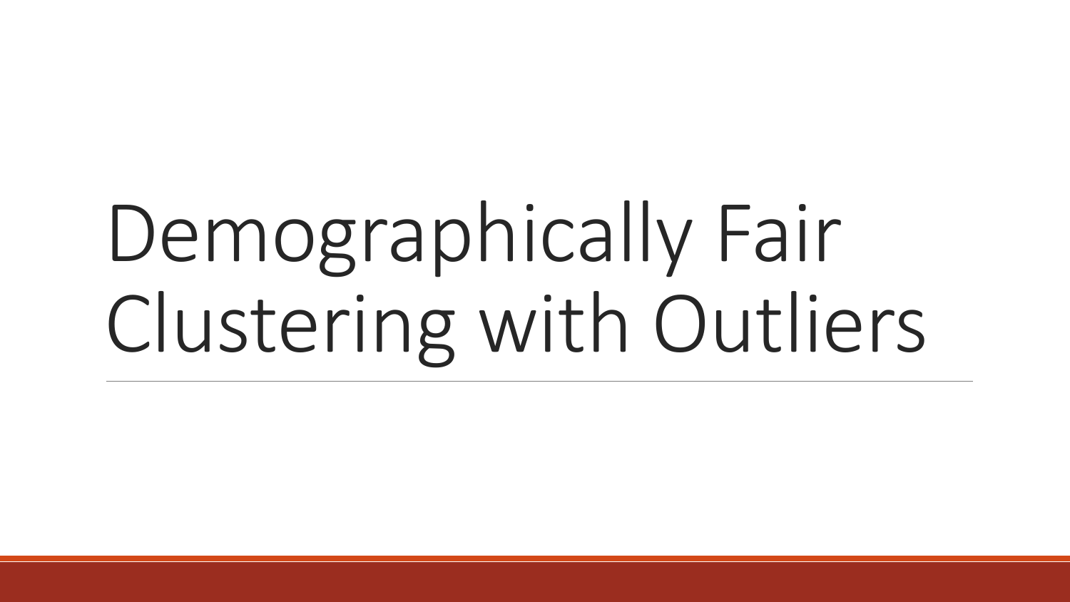# Demographically Fair Clustering with Outliers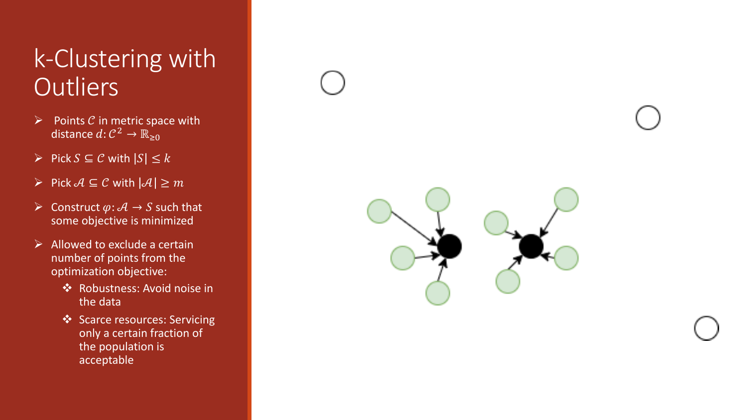# k-Clustering with Outliers

- Points $\mathcal{C}$ in metric space with distance $d: \mathcal{C}^2 \to \mathbb{R}_{\geq 0}$
- Pick $S \subseteq \mathcal{C}$ with $|S| \leq k$
- Pick $\mathcal{A} \subseteq \mathcal{C}$ with $|\mathcal{A}| \geq m$
- Construct $\varphi: \mathcal{A} \to S$ such that some objective is minimized
- Allowed to exclude a certain number of points from the optimization objective:
  - Robustness: Avoid noise in the data
  - Scarce resources: Servicing only a certain fraction of the population is acceptable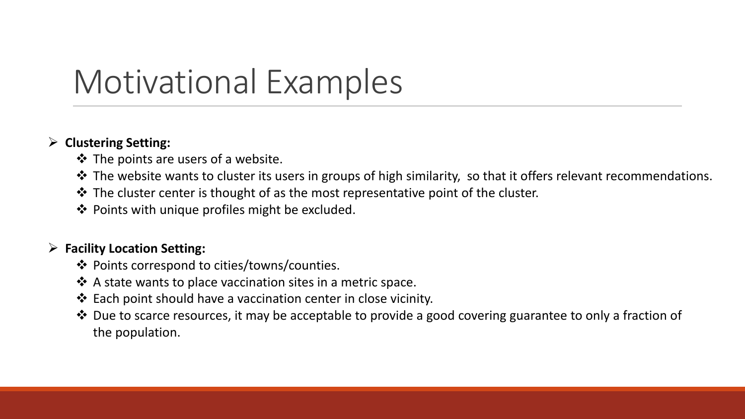# Motivational Examples

- **Clustering Setting:**
  - The points are users of a website.
  - The website wants to cluster its users in groups of high similarity, so that it offers relevant recommendations.
  - The cluster center is thought of as the most representative point of the cluster.
  - Points with unique profiles might be excluded.

- **Facility Location Setting:**
  - Points correspond to cities/towns/counties.
  - A state wants to place vaccination sites in a metric space.
  - Each point should have a vaccination center in close vicinity.
  - Due to scarce resources, it may be acceptable to provide a good covering guarantee to only a fraction of the population.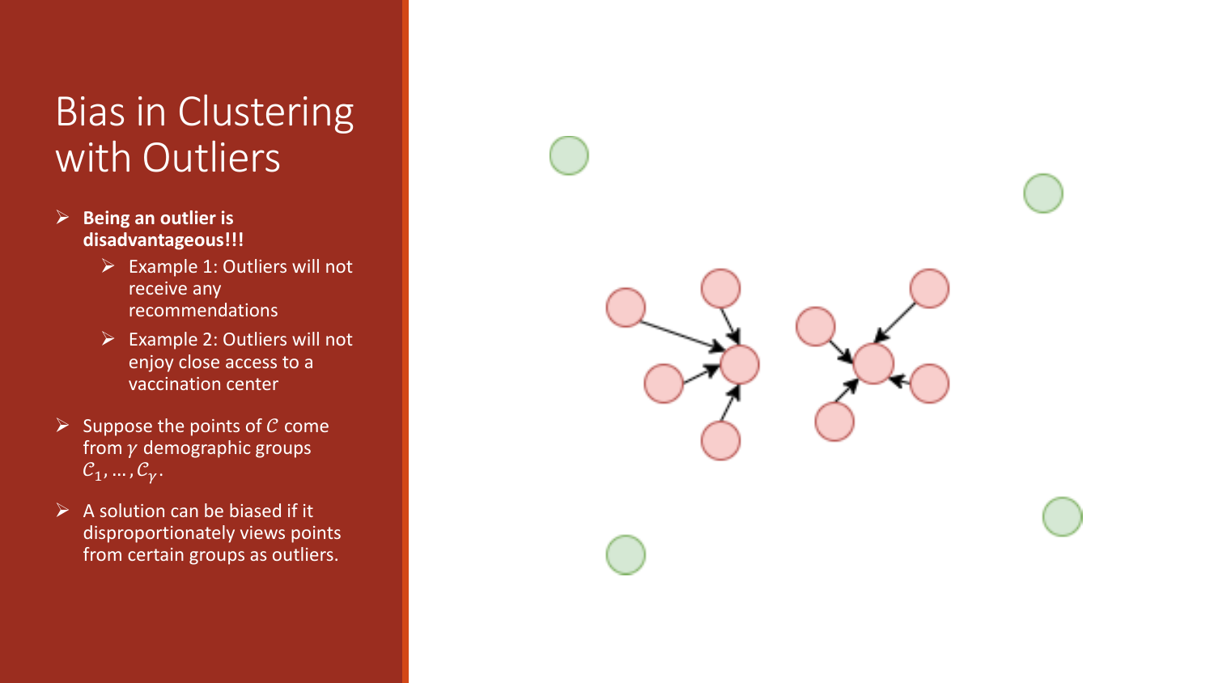# Bias in Clustering with Outliers

- **Being an outlier is disadvantageous!!!**
  - Example 1: Outliers will not receive any recommendations
  - Example 2: Outliers will not enjoy close access to a vaccination center
- Suppose the points of $\mathcal{C}$ come from $\gamma$ demographic groups $\mathcal{C}_1, \ldots, \mathcal{C}_\gamma$.
- A solution can be biased if it disproportionately views points from certain groups as outliers.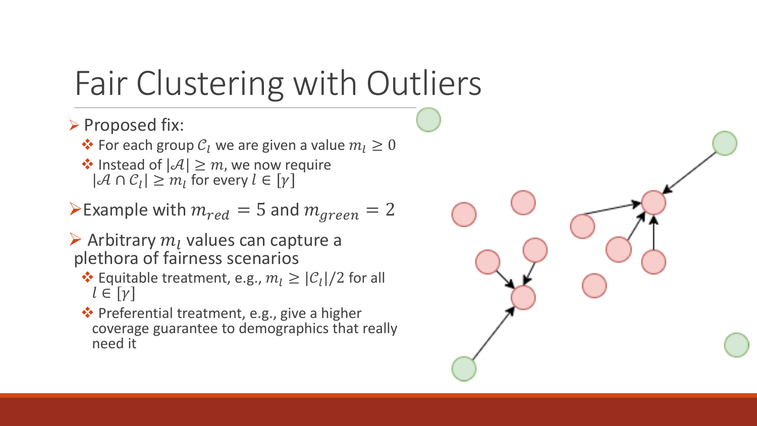# Fair Clustering with Outliers

- Proposed fix:
  - For each group $\mathcal{C}_l$ we are given a value $m_l \geq 0$
  - Instead of $|\mathcal{A}| \geq m$, we now require $|\mathcal{A} \cap \mathcal{C}_l| \geq m_l$ for every $l \in [\gamma]$
- Example with $m_{red} = 5$ and $m_{green} = 2$
- Arbitrary $m_l$ values can capture a plethora of fairness scenarios
  - Equitable treatment, e.g., $m_l \geq |\mathcal{C}_l|/2$ for all $l \in [\gamma]$
  - Preferential treatment, e.g., give a higher coverage guarantee to demographics that really need it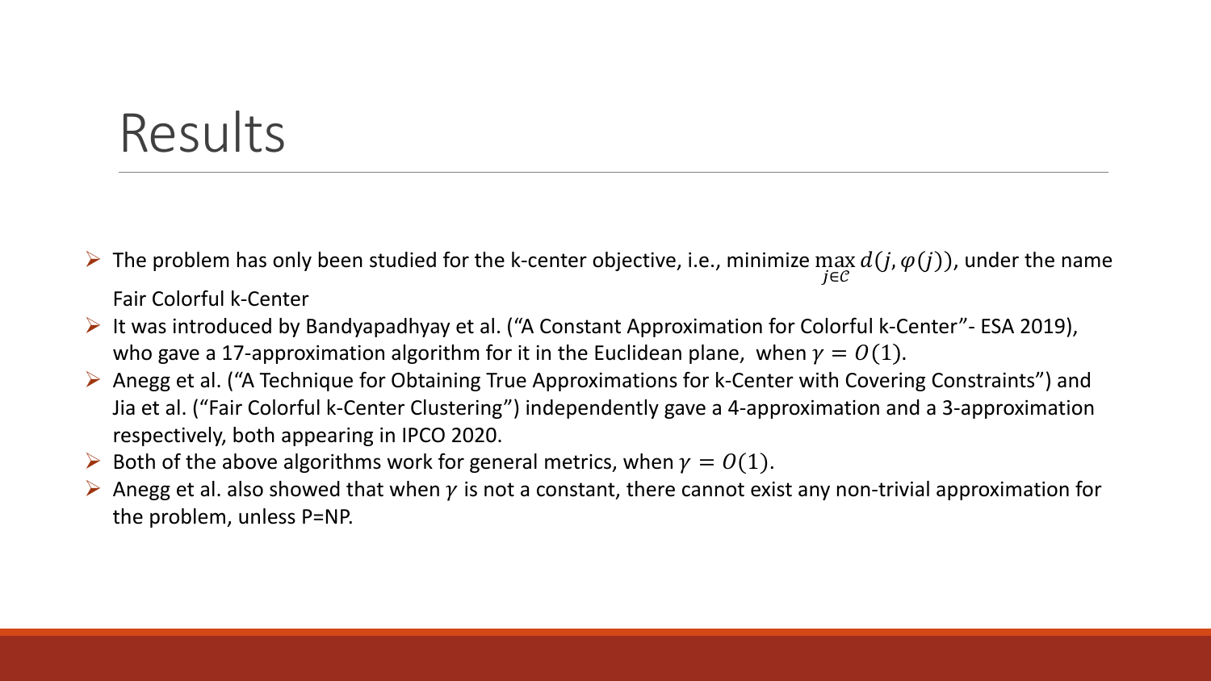# Results

- The problem has only been studied for the k-center objective, i.e., minimize $\max_{j \in \mathcal{C}} d(j, \varphi(j))$, under the name Fair Colorful k-Center
- It was introduced by Bandyapadhyay et al. ("A Constant Approximation for Colorful k-Center"- ESA 2019), who gave a 17-approximation algorithm for it in the Euclidean plane, when $\gamma = O(1)$.
- Anegg et al. ("A Technique for Obtaining True Approximations for k-Center with Covering Constraints") and Jia et al. ("Fair Colorful k-Center Clustering") independently gave a 4-approximation and a 3-approximation respectively, both appearing in IPCO 2020.
- Both of the above algorithms work for general metrics, when $\gamma = O(1)$.
- Anegg et al. also showed that when $\gamma$ is not a constant, there cannot exist any non-trivial approximation for the problem, unless P=NP.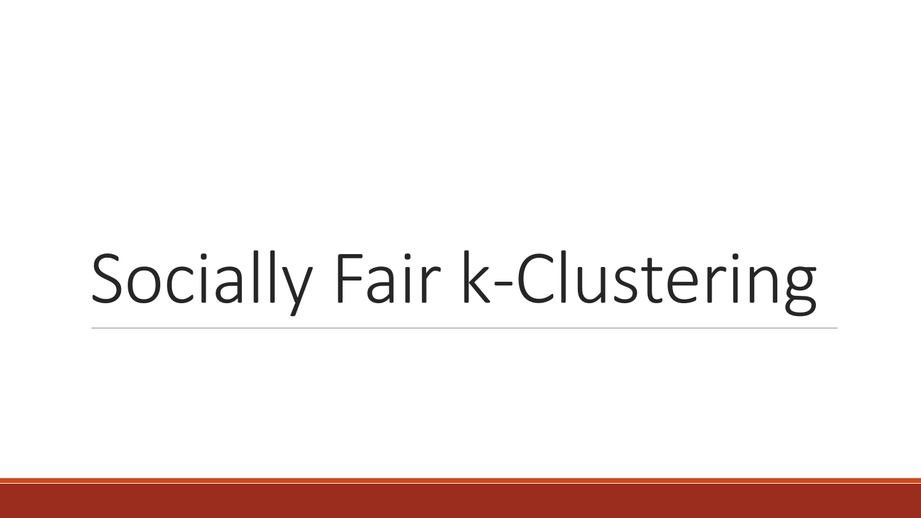# Socially Fair k-Clustering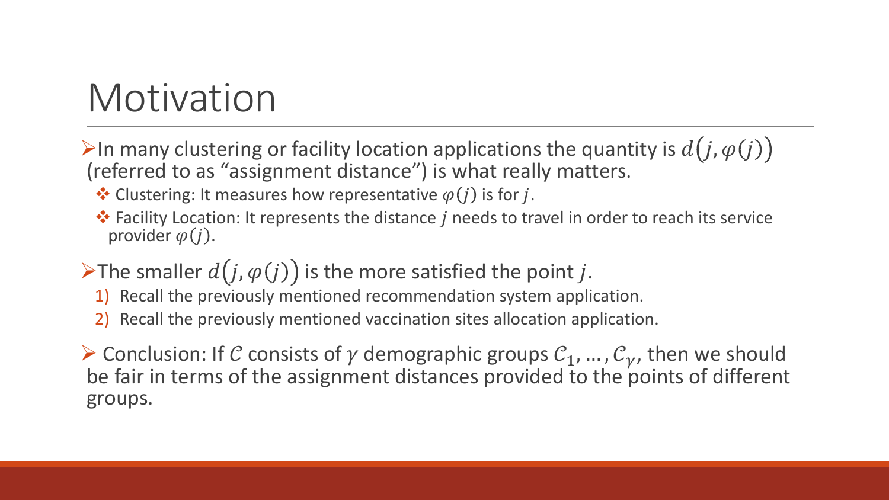# Motivation

- In many clustering or facility location applications the quantity is $d\big(j, \varphi(j)\big)$ (referred to as "assignment distance") is what really matters.
  - Clustering: It measures how representative $\varphi(j)$ is for $j$.
  - Facility Location: It represents the distance $j$ needs to travel in order to reach its service provider $\varphi(j)$.
- The smaller $d\big(j, \varphi(j)\big)$ is the more satisfied the point $j$.
  1) Recall the previously mentioned recommendation system application.
  2) Recall the previously mentioned vaccination sites allocation application.
- Conclusion: If $\mathcal{C}$ consists of $\gamma$ demographic groups $\mathcal{C}_1, \ldots, \mathcal{C}_\gamma$, then we should be fair in terms of the assignment distances provided to the points of different groups.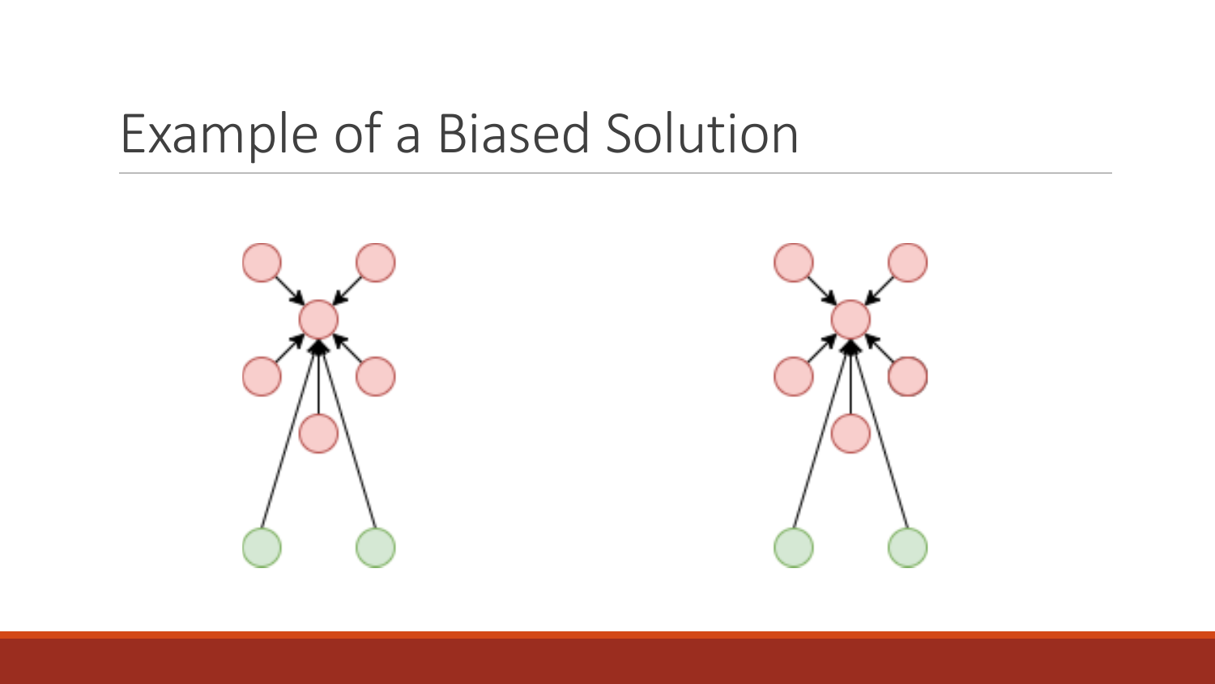# Example of a Biased Solution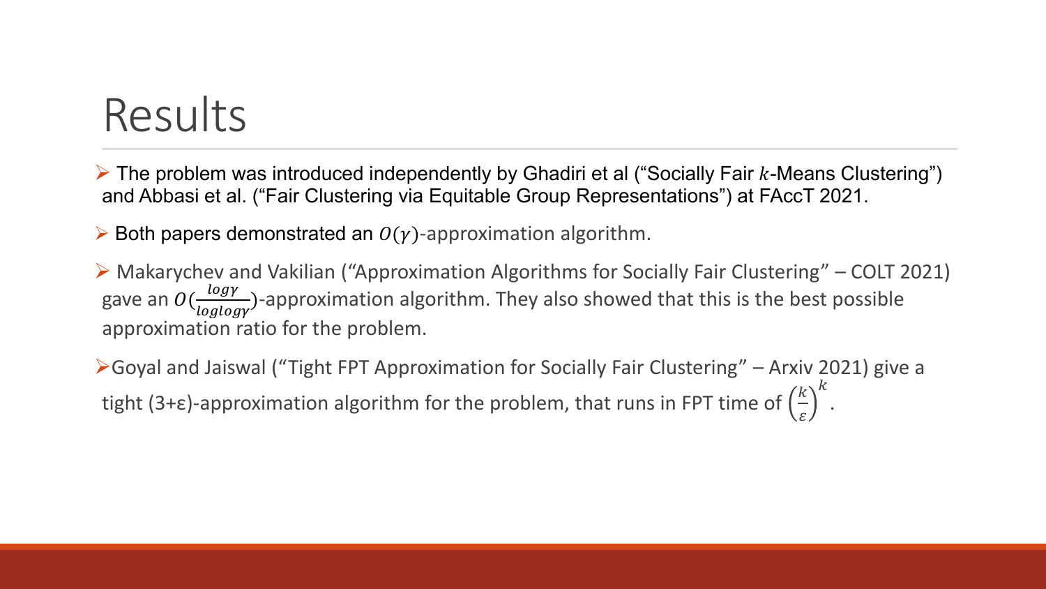# Results

- The problem was introduced independently by Ghadiri et al ("Socially Fair $k$-Means Clustering") and Abbasi et al. ("Fair Clustering via Equitable Group Representations") at FAccT 2021.
- Both papers demonstrated an $O(\gamma)$-approximation algorithm.
- Makarychev and Vakilian ("Approximation Algorithms for Socially Fair Clustering" – COLT 2021) gave an $O(\frac{log\gamma}{loglog\gamma})$-approximation algorithm. They also showed that this is the best possible approximation ratio for the problem.
- Goyal and Jaiswal ("Tight FPT Approximation for Socially Fair Clustering" – Arxiv 2021) give a tight (3+ε)-approximation algorithm for the problem, that runs in FPT time of $\left(\frac{k}{\varepsilon}\right)^k$.